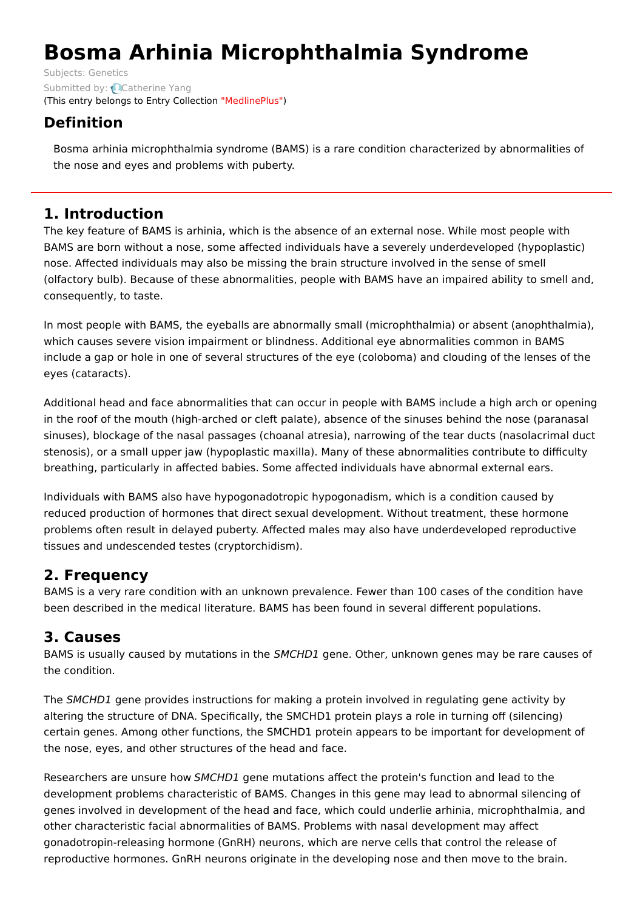# Bosma Arhinia Microphthalmia Syndrome

Subjects: Genetics

Submitted by: Catherine Yang

(This entry belongs to Entry Collection "MedlinePlus")

## Definition

Bosma arhinia microphthalmia syndrome (BAMS) is a rare condition characterized by abnormalities of the nose and eyes and problems with puberty.

## 1. Introduction

The key feature of BAMS is arhinia, which is the absence of an external nose. While most people with BAMS are born without a nose, some affected individuals have a severely underdeveloped (hypoplastic) nose. Affected individuals may also be missing the brain structure involved in the sense of smell (olfactory bulb). Because of these abnormalities, people with BAMS have an impaired ability to smell and, consequently, to taste.

In most people with BAMS, the eyeballs are abnormally small (microphthalmia) or absent (anophthalmia), which causes severe vision impairment or blindness. Additional eye abnormalities common in BAMS include a gap or hole in one of several structures of the eye (coloboma) and clouding of the lenses of the eyes (cataracts).

Additional head and face abnormalities that can occur in people with BAMS include a high arch or opening in the roof of the mouth (high-arched or cleft palate), absence of the sinuses behind the nose (paranasal sinuses), blockage of the nasal passages (choanal atresia), narrowing of the tear ducts (nasolacrimal duct stenosis), or a small upper jaw (hypoplastic maxilla). Many of these abnormalities contribute to difficulty breathing, particularly in affected babies. Some affected individuals have abnormal external ears.

Individuals with BAMS also have hypogonadotropic hypogonadism, which is a condition caused by reduced production of hormones that direct sexual development. Without treatment, these hormone problems often result in delayed puberty. Affected males may also have underdeveloped reproductive tissues and undescended testes (cryptorchidism).

## 2. Frequency

BAMS is a very rare condition with an unknown prevalence. Fewer than 100 cases of the condition have been described in the medical literature. BAMS has been found in several different populations.

## 3. Causes

BAMS is usually caused by mutations in the *SMCHD1* gene. Other, unknown genes may be rare causes of the condition.

The *SMCHD1* gene provides instructions for making a protein involved in regulating gene activity by altering the structure of DNA. Specifically, the SMCHD1 protein plays a role in turning off (silencing) certain genes. Among other functions, the SMCHD1 protein appears to be important for development of the nose, eyes, and other structures of the head and face.

Researchers are unsure how *SMCHD1* gene mutations affect the protein's function and lead to the development problems characteristic of BAMS. Changes in this gene may lead to abnormal silencing of genes involved in development of the head and face, which could underlie arhinia, microphthalmia, and other characteristic facial abnormalities of BAMS. Problems with nasal development may affect gonadotropin-releasing hormone (GnRH) neurons, which are nerve cells that control the release of reproductive hormones. GnRH neurons originate in the developing nose and then move to the brain.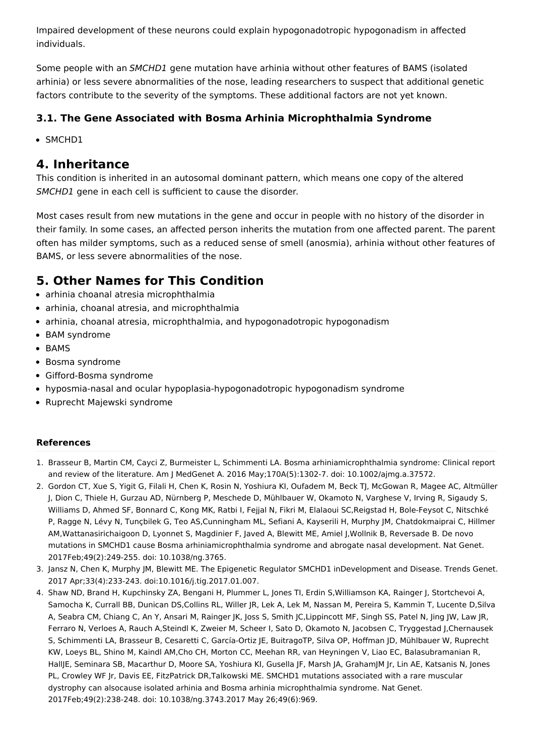Impaired development of these neurons could explain hypogonadotropic hypogonadism in affected individuals.

Some people with an *SMCHD1* gene mutation have arhinia without other features of BAMS (isolated arhinia) or less severe abnormalities of the nose, leading researchers to suspect that additional genetic factors contribute to the severity of the symptoms. These additional factors are not yet known.

### 3.1. The Gene Associated with Bosma Arhinia Microphthalmia Syndrome

- SMCHD1

## 4. Inheritance

This condition is inherited in an autosomal dominant pattern, which means one copy of the altered *SMCHD1* gene in each cell is sufficient to cause the disorder.

Most cases result from new mutations in the gene and occur in people with no history of the disorder in their family. In some cases, an affected person inherits the mutation from one affected parent. The parent often has milder symptoms, such as a reduced sense of smell (anosmia), arhinia without other features of BAMS, or less severe abnormalities of the nose.

## 5. Other Names for This Condition

- arhinia choanal atresia microphthalmia
- arhinia, choanal atresia, and microphthalmia
- arhinia, choanal atresia, microphthalmia, and hypogonadotropic hypogonadism
- BAM syndrome
- BAMS
- Bosma syndrome
- Gifford-Bosma syndrome
- hyposmia-nasal and ocular hypoplasia-hypogonadotropic hypogonadism syndrome
- Ruprecht Majewski syndrome

**References**

1. Brasseur B, Martin CM, Cayci Z, Burmeister L, Schimmenti LA. Bosma arhiniamicrophthalmia syndrome: Clinical report and review of the literature. Am J MedGenet A. 2016 May;170A(5):1302-7. doi: 10.1002/ajmg.a.37572.
2. Gordon CT, Xue S, Yigit G, Filali H, Chen K, Rosin N, Yoshiura KI, Oufadem M, Beck TJ, McGowan R, Magee AC, Altmüller J, Dion C, Thiele H, Gurzau AD, Nürnberg P, Meschede D, Mühlbauer W, Okamoto N, Varghese V, Irving R, Sigaudy S, Williams D, Ahmed SF, Bonnard C, Kong MK, Ratbi I, Fejjal N, Fikri M, Elalaoui SC,Reigstad H, Bole-Feysot C, Nitschké P, Ragge N, Lévy N, Tunçbilek G, Teo AS,Cunningham ML, Sefiani A, Kayserili H, Murphy JM, Chatdokmaiprai C, Hillmer AM,Wattanasirichaigoon D, Lyonnet S, Magdinier F, Javed A, Blewitt ME, Amiel J,Wollnik B, Reversade B. De novo mutations in SMCHD1 cause Bosma arhiniamicrophthalmia syndrome and abrogate nasal development. Nat Genet. 2017Feb;49(2):249-255. doi: 10.1038/ng.3765.
3. Jansz N, Chen K, Murphy JM, Blewitt ME. The Epigenetic Regulator SMCHD1 inDevelopment and Disease. Trends Genet. 2017 Apr;33(4):233-243. doi:10.1016/j.tig.2017.01.007.
4. Shaw ND, Brand H, Kupchinsky ZA, Bengani H, Plummer L, Jones TI, Erdin S,Williamson KA, Rainger J, Stortchevoi A, Samocha K, Currall BB, Dunican DS,Collins RL, Willer JR, Lek A, Lek M, Nassan M, Pereira S, Kammin T, Lucente D,Silva A, Seabra CM, Chiang C, An Y, Ansari M, Rainger JK, Joss S, Smith JC,Lippincott MF, Singh SS, Patel N, Jing JW, Law JR, Ferraro N, Verloes A, Rauch A,Steindl K, Zweier M, Scheer I, Sato D, Okamoto N, Jacobsen C, Tryggestad J,Chernausek S, Schimmenti LA, Brasseur B, Cesaretti C, García-Ortiz JE, BuitragoTP, Silva OP, Hoffman JD, Mühlbauer W, Ruprecht KW, Loeys BL, Shino M, Kaindl AM,Cho CH, Morton CC, Meehan RR, van Heyningen V, Liao EC, Balasubramanian R, HallJE, Seminara SB, Macarthur D, Moore SA, Yoshiura KI, Gusella JF, Marsh JA, GrahamJM Jr, Lin AE, Katsanis N, Jones PL, Crowley WF Jr, Davis EE, FitzPatrick DR,Talkowski ME. SMCHD1 mutations associated with a rare muscular dystrophy can alsocause isolated arhinia and Bosma arhinia microphthalmia syndrome. Nat Genet. 2017Feb;49(2):238-248. doi: 10.1038/ng.3743.2017 May 26;49(6):969.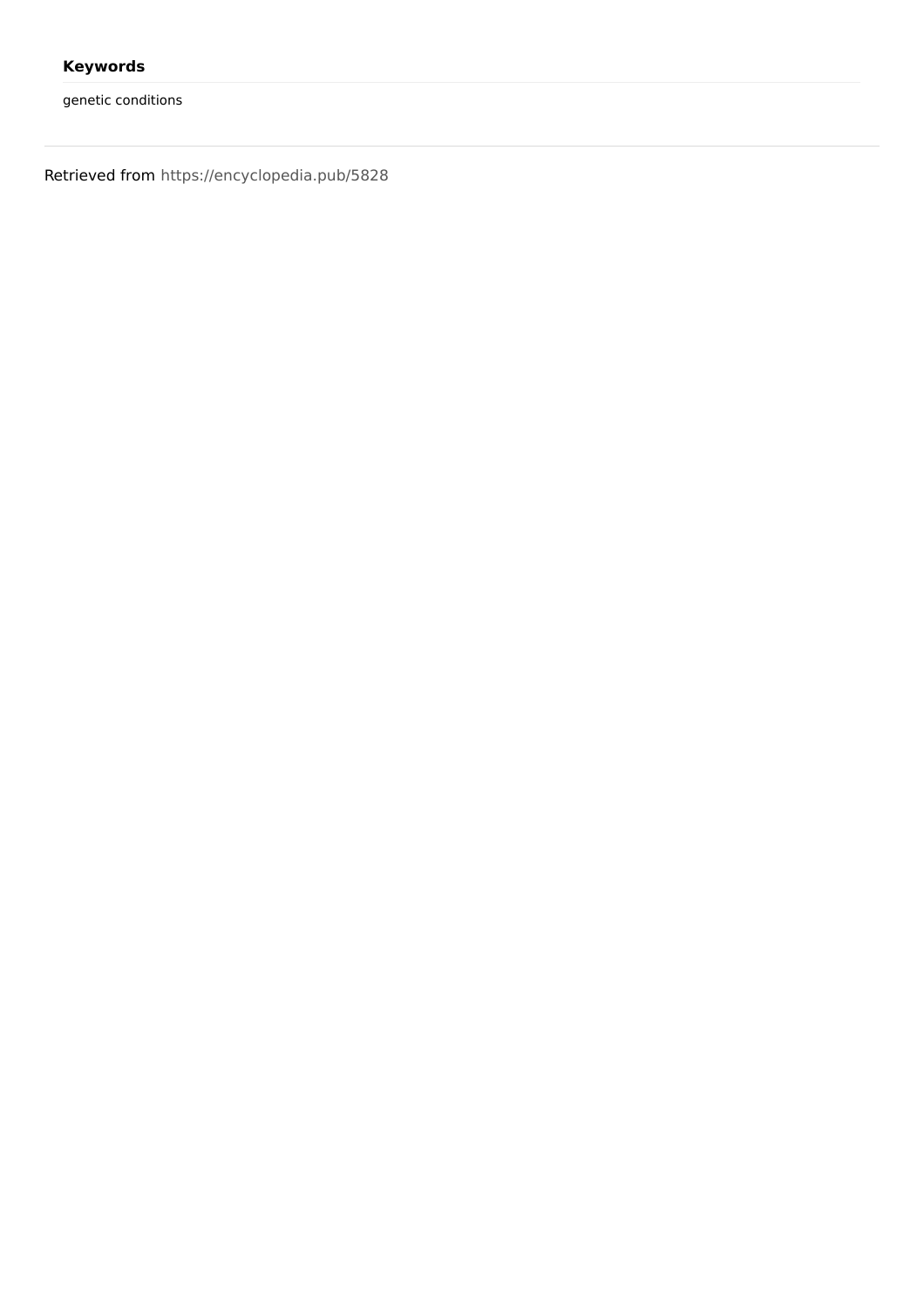### Keywords

genetic conditions

Retrieved from https://encyclopedia.pub/5828